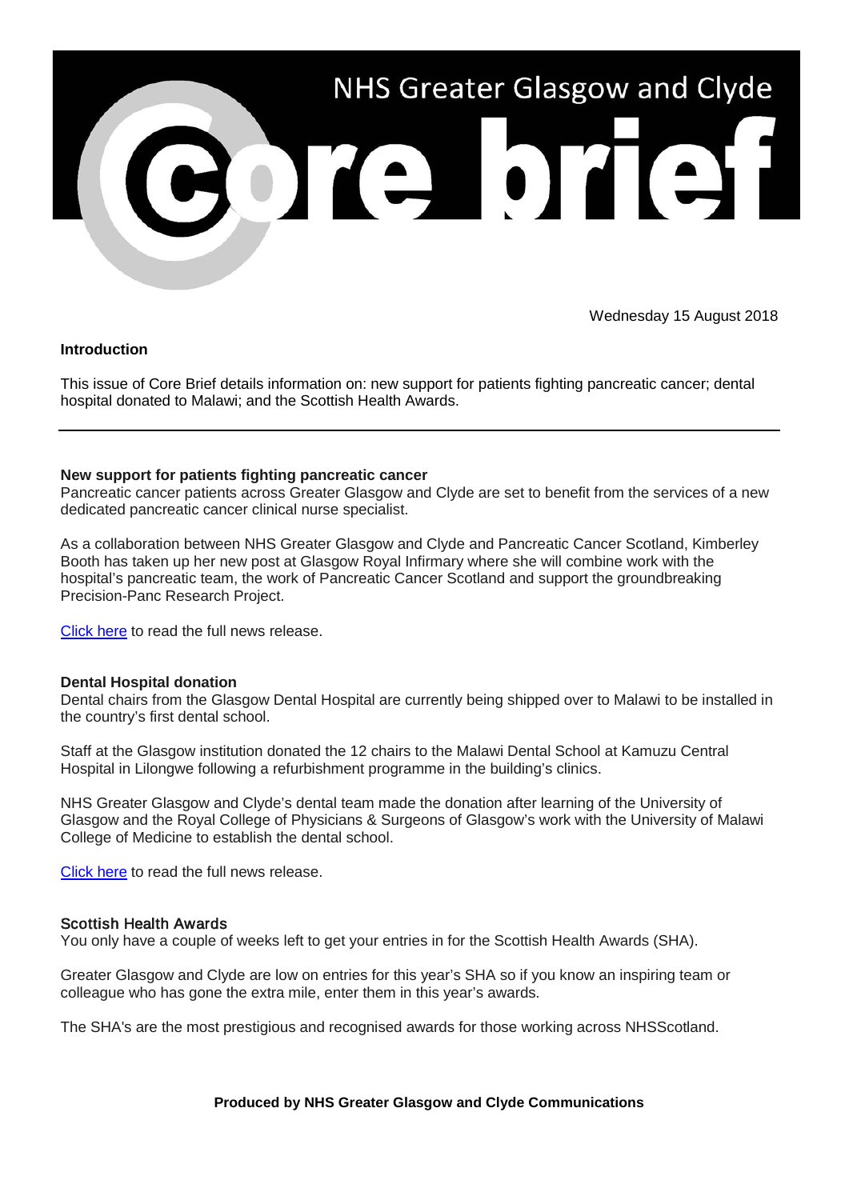# NHS Greater Glasgow and Clyde Core brief

Wednesday 15 August 2018

## Introduction

This issue of Core Brief details information on: new support for patients fighting pancreatic cancer; dental hospital donated to Malawi; and the Scottish Health Awards.

---

### New support for patients fighting pancreatic cancer

Pancreatic cancer patients across Greater Glasgow and Clyde are set to benefit from the services of a new dedicated pancreatic cancer clinical nurse specialist.

As a collaboration between NHS Greater Glasgow and Clyde and Pancreatic Cancer Scotland, Kimberley Booth has taken up her new post at Glasgow Royal Infirmary where she will combine work with the hospital's pancreatic team, the work of Pancreatic Cancer Scotland and support the groundbreaking Precision-Panc Research Project.

Click here to read the full news release.

### Dental Hospital donation

Dental chairs from the Glasgow Dental Hospital are currently being shipped over to Malawi to be installed in the country's first dental school.

Staff at the Glasgow institution donated the 12 chairs to the Malawi Dental School at Kamuzu Central Hospital in Lilongwe following a refurbishment programme in the building's clinics.

NHS Greater Glasgow and Clyde's dental team made the donation after learning of the University of Glasgow and the Royal College of Physicians & Surgeons of Glasgow's work with the University of Malawi College of Medicine to establish the dental school.

Click here to read the full news release.

### Scottish Health Awards

You only have a couple of weeks left to get your entries in for the Scottish Health Awards (SHA).

Greater Glasgow and Clyde are low on entries for this year's SHA so if you know an inspiring team or colleague who has gone the extra mile, enter them in this year's awards.

The SHA's are the most prestigious and recognised awards for those working across NHSScotland.

**Produced by NHS Greater Glasgow and Clyde Communications**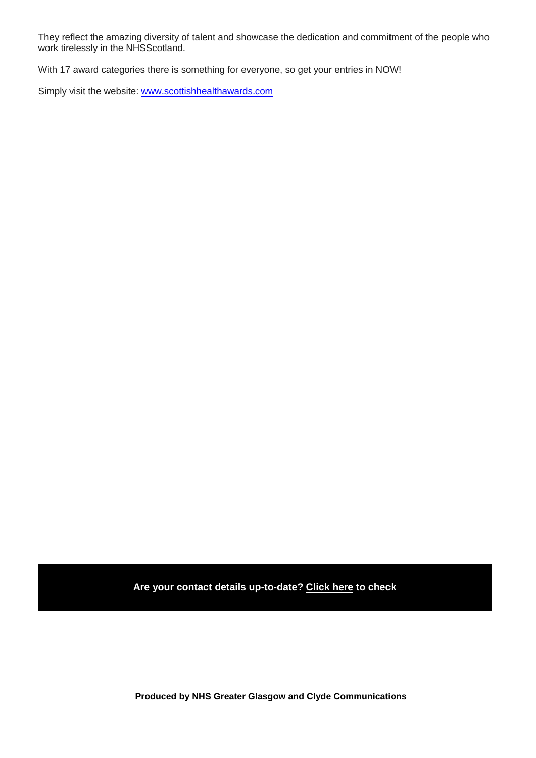They reflect the amazing diversity of talent and showcase the dedication and commitment of the people who work tirelessly in the NHSScotland.

With 17 award categories there is something for everyone, so get your entries in NOW!

Simply visit the website: [www.scottishhealthawards.com](http://www.scottishhealthawards.com)

**Are your contact details up-to-date? Click here to check**

**Produced by NHS Greater Glasgow and Clyde Communications**